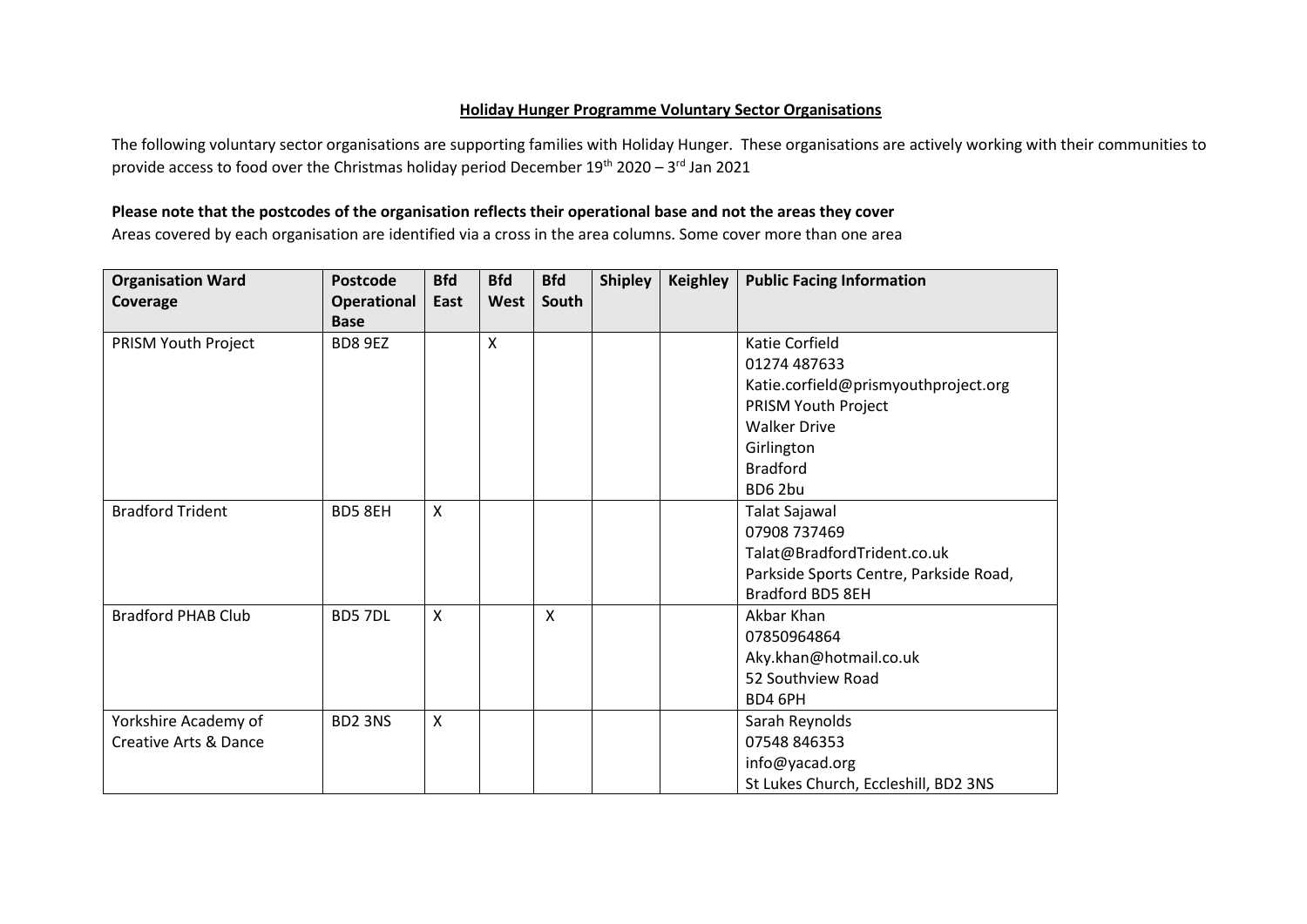**Holiday Hunger Programme Voluntary Sector Organisations**

The following voluntary sector organisations are supporting families with Holiday Hunger. These organisations are actively working with their communities to provide access to food over the Christmas holiday period December 19th 2020 – 3rd Jan 2021

**Please note that the postcodes of the organisation reflects their operational base and not the areas they cover**

Areas covered by each organisation are identified via a cross in the area columns. Some cover more than one area

| Organisation Ward Coverage | Postcode Operational Base | Bfd East | Bfd West | Bfd South | Shipley | Keighley | Public Facing Information |
|---|---|---|---|---|---|---|---|
| PRISM Youth Project | BD8 9EZ | | X | | | | Katie Corfield<br>01274 487633<br>Katie.corfield@prismyouthproject.org<br>PRISM Youth Project<br>Walker Drive<br>Girlington<br>Bradford<br>BD6 2bu |
| Bradford Trident | BD5 8EH | X | | | | | Talat Sajawal<br>07908 737469<br>Talat@BradfordTrident.co.uk<br>Parkside Sports Centre, Parkside Road, Bradford BD5 8EH |
| Bradford PHAB Club | BD5 7DL | X | | X | | | Akbar Khan<br>07850964864<br>Aky.khan@hotmail.co.uk<br>52 Southview Road<br>BD4 6PH |
| Yorkshire Academy of Creative Arts & Dance | BD2 3NS | X | | | | | Sarah Reynolds<br>07548 846353<br>info@yacad.org<br>St Lukes Church, Eccleshill, BD2 3NS |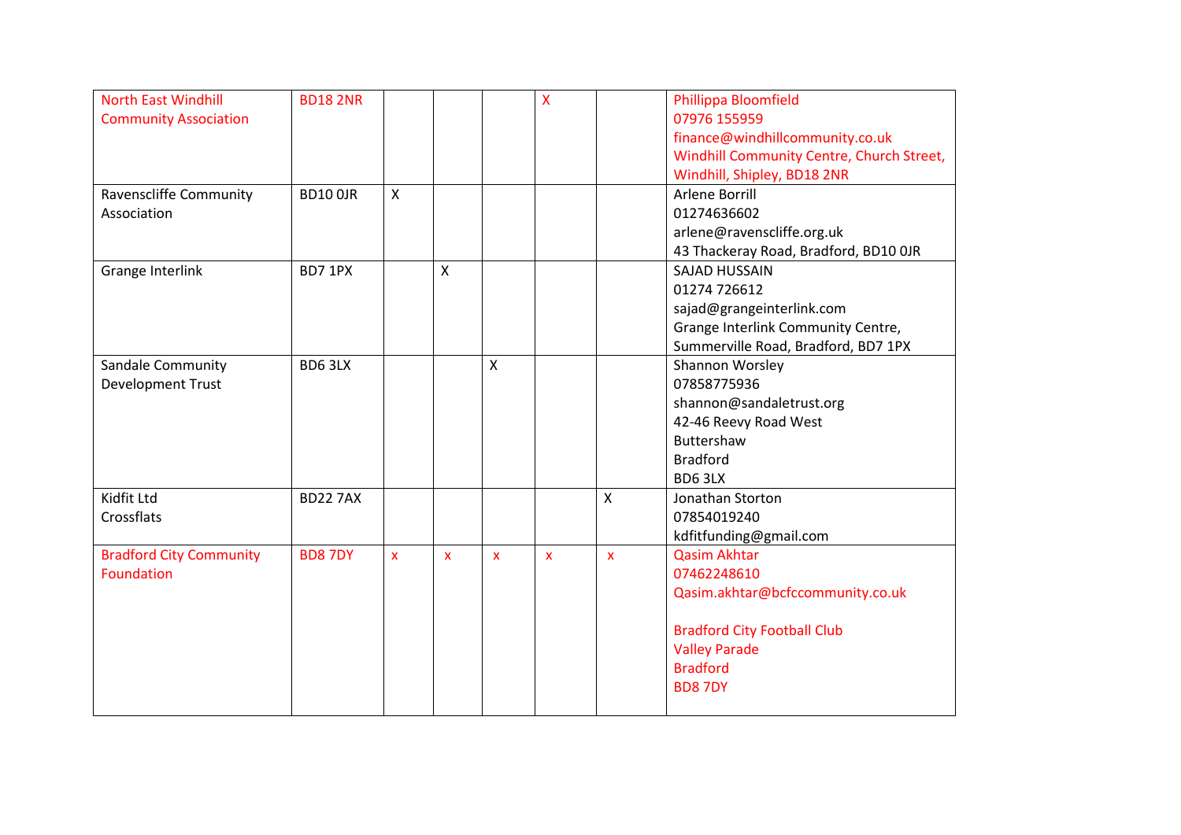| | | | | | | | |
|---|---|---|---|---|---|---|---|
| North East Windhill Community Association | BD18 2NR | | | | X | | Phillippa Bloomfield<br>07976 155959<br>finance@windhillcommunity.co.uk<br>Windhill Community Centre, Church Street, Windhill, Shipley, BD18 2NR |
| Ravenscliffe Community Association | BD10 0JR | X | | | | | Arlene Borrill<br>01274636602<br>arlene@ravenscliffe.org.uk<br>43 Thackeray Road, Bradford, BD10 0JR |
| Grange Interlink | BD7 1PX | | X | | | | SAJAD HUSSAIN<br>01274 726612<br>sajad@grangeinterlink.com<br>Grange Interlink Community Centre, Summerville Road, Bradford, BD7 1PX |
| Sandale Community Development Trust | BD6 3LX | | | X | | | Shannon Worsley<br>07858775936<br>shannon@sandaletrust.org<br>42-46 Reevy Road West<br>Buttershaw<br>Bradford<br>BD6 3LX |
| Kidfit Ltd<br>Crossflats | BD22 7AX | | | | | X | Jonathan Storton<br>07854019240<br>kdfitfunding@gmail.com |
| Bradford City Community Foundation | BD8 7DY | x | x | x | x | x | Qasim Akhtar<br>07462248610<br>Qasim.akhtar@bcfccommunity.co.uk<br><br>Bradford City Football Club<br>Valley Parade<br>Bradford<br>BD8 7DY |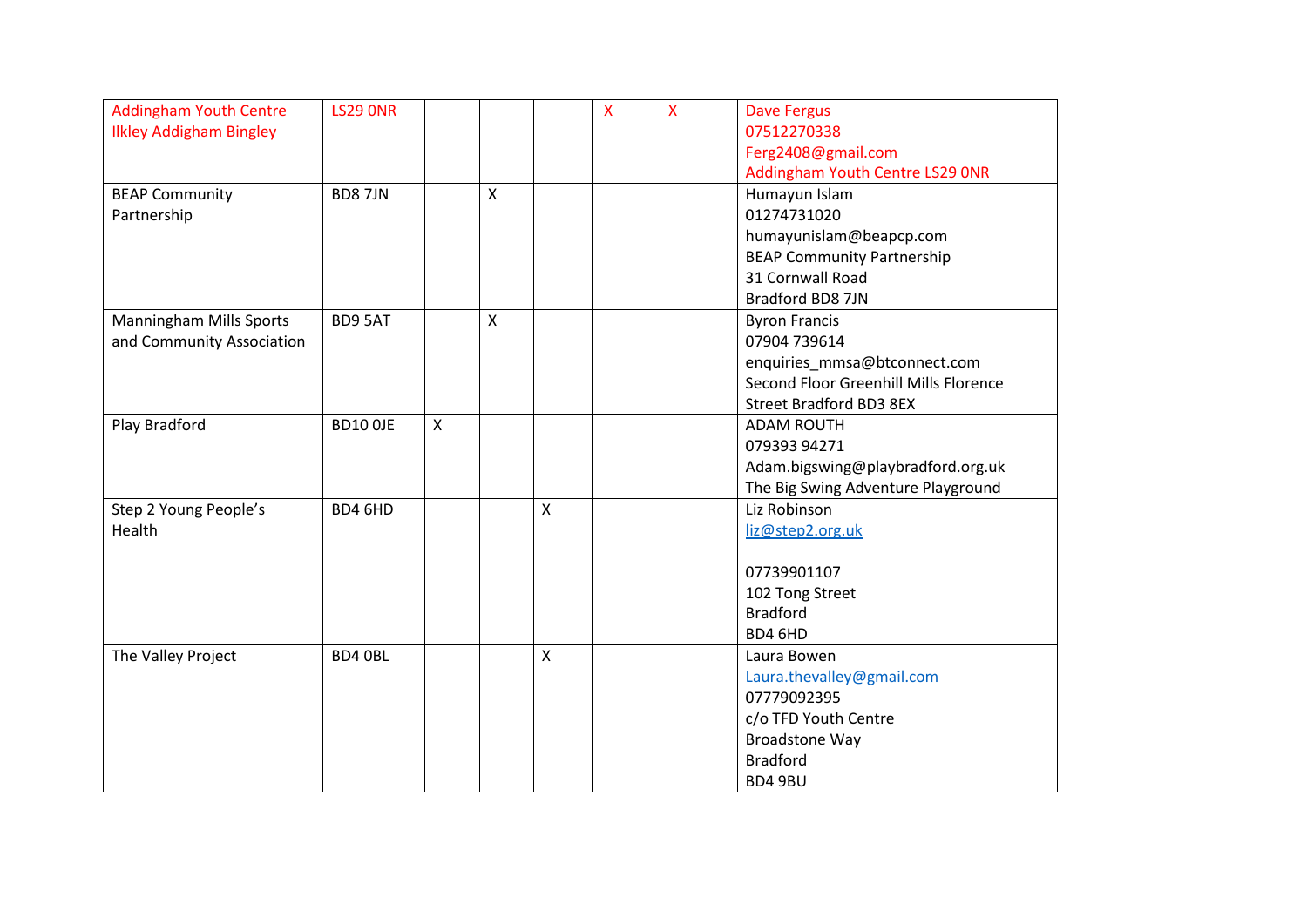| | | | | | | | |
|---|---|---|---|---|---|---|---|
| Addingham Youth Centre<br>Ilkley Addigham Bingley | LS29 0NR | | | | X | X | Dave Fergus<br>07512270338<br>Ferg2408@gmail.com<br>Addingham Youth Centre LS29 0NR |
| BEAP Community Partnership | BD8 7JN | | X | | | | Humayun Islam<br>01274731020<br>humayunislam@beapcp.com<br>BEAP Community Partnership<br>31 Cornwall Road<br>Bradford BD8 7JN |
| Manningham Mills Sports and Community Association | BD9 5AT | | X | | | | Byron Francis<br>07904 739614<br>enquiries_mmsa@btconnect.com<br>Second Floor Greenhill Mills Florence Street Bradford BD3 8EX |
| Play Bradford | BD10 0JE | X | | | | | ADAM ROUTH<br>079393 94271<br>Adam.bigswing@playbradford.org.uk<br>The Big Swing Adventure Playground |
| Step 2 Young People's Health | BD4 6HD | | | X | | | Liz Robinson<br>liz@step2.org.uk<br><br>07739901107<br>102 Tong Street<br>Bradford<br>BD4 6HD |
| The Valley Project | BD4 0BL | | | X | | | Laura Bowen<br>Laura.thevalley@gmail.com<br>07779092395<br>c/o TFD Youth Centre<br>Broadstone Way<br>Bradford<br>BD4 9BU |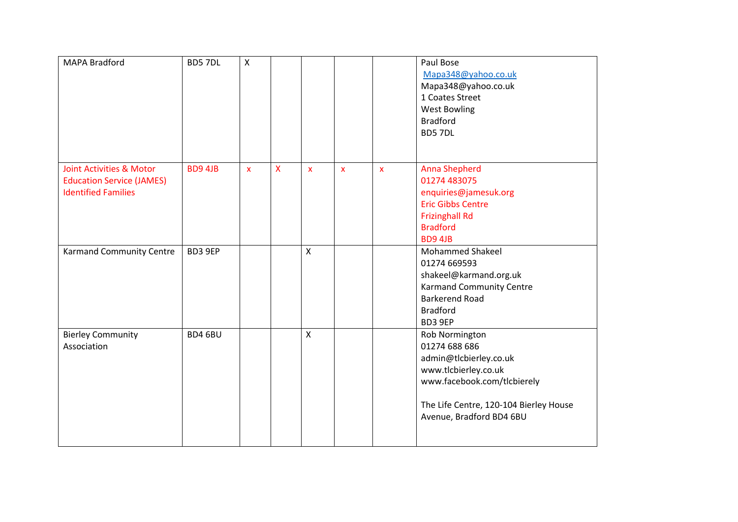| | | | | | | | |
|---|---|---|---|---|---|---|---|
| MAPA Bradford | BD5 7DL | X | | | | | Paul Bose<br>Mapa348@yahoo.co.uk<br>Mapa348@yahoo.co.uk<br>1 Coates Street<br>West Bowling<br>Bradford<br>BD5 7DL |
| Joint Activities & Motor Education Service (JAMES) Identified Families | BD9 4JB | x | X | x | x | x | Anna Shepherd<br>01274 483075<br>enquiries@jamesuk.org<br>Eric Gibbs Centre<br>Frizinghall Rd<br>Bradford<br>BD9 4JB |
| Karmand Community Centre | BD3 9EP | | | X | | | Mohammed Shakeel<br>01274 669593<br>shakeel@karmand.org.uk<br>Karmand Community Centre<br>Barkerend Road<br>Bradford<br>BD3 9EP |
| Bierley Community Association | BD4 6BU | | | X | | | Rob Normington<br>01274 688 686<br>admin@tlcbierley.co.uk<br>www.tlcbierley.co.uk<br>www.facebook.com/tlcbierely<br><br>The Life Centre, 120-104 Bierley House Avenue, Bradford BD4 6BU |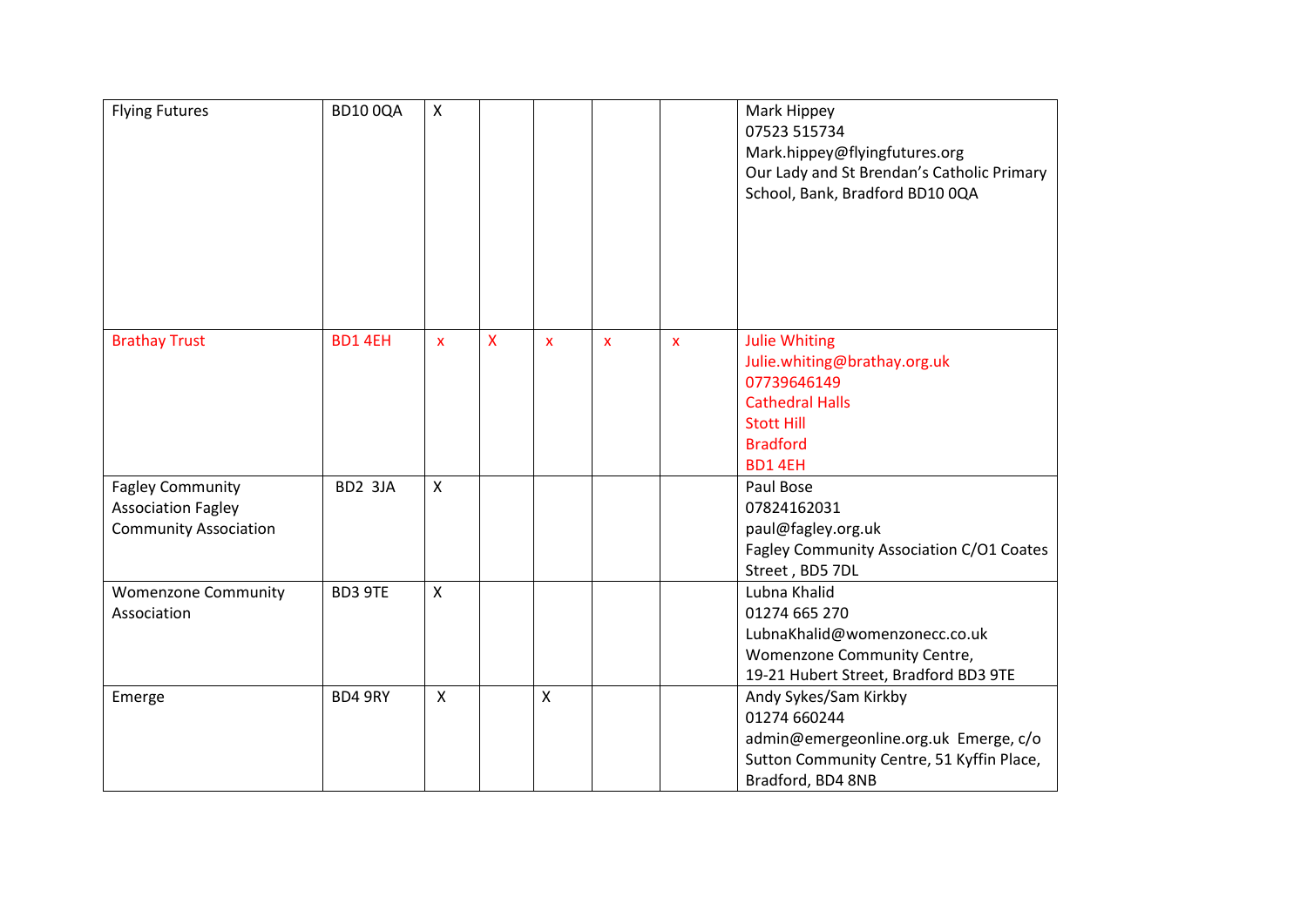| | | | | | | | |
|---|---|---|---|---|---|---|---|
| Flying Futures | BD10 0QA | X | | | | | Mark Hippey<br>07523 515734<br>Mark.hippey@flyingfutures.org<br>Our Lady and St Brendan's Catholic Primary School, Bank, Bradford BD10 0QA |
| Brathay Trust | BD1 4EH | x | X | x | x | x | Julie Whiting<br>Julie.whiting@brathay.org.uk<br>07739646149<br>Cathedral Halls<br>Stott Hill<br>Bradford<br>BD1 4EH |
| Fagley Community Association Fagley Community Association | BD2 3JA | X | | | | | Paul Bose<br>07824162031<br>paul@fagley.org.uk<br>Fagley Community Association C/O1 Coates Street , BD5 7DL |
| Womenzone Community Association | BD3 9TE | X | | | | | Lubna Khalid<br>01274 665 270<br>LubnaKhalid@womenzonecc.co.uk<br>Womenzone Community Centre,<br>19-21 Hubert Street, Bradford BD3 9TE |
| Emerge | BD4 9RY | X | | X | | | Andy Sykes/Sam Kirkby<br>01274 660244<br>admin@emergeonline.org.uk Emerge, c/o Sutton Community Centre, 51 Kyffin Place, Bradford, BD4 8NB |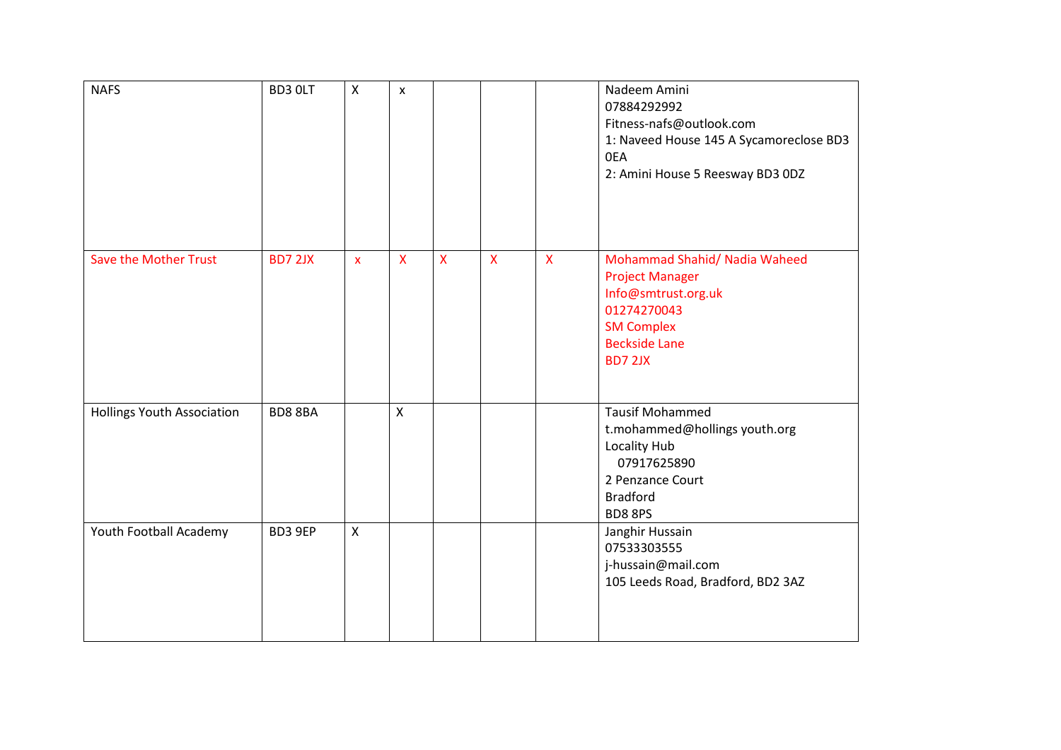| | | | | | | | |
|---|---|---|---|---|---|---|---|
| NAFS | BD3 0LT | X | x | | | | Nadeem Amini<br>07884292992<br>Fitness-nafs@outlook.com<br>1: Naveed House 145 A Sycamoreclose BD3 0EA<br>2: Amini House 5 Reesway BD3 0DZ |
| Save the Mother Trust | BD7 2JX | x | X | X | X | X | Mohammad Shahid/ Nadia Waheed<br>Project Manager<br>Info@smtrust.org.uk<br>01274270043<br>SM Complex<br>Beckside Lane<br>BD7 2JX |
| Hollings Youth Association | BD8 8BA | | X | | | | Tausif Mohammed<br>t.mohammed@hollings youth.org<br>Locality Hub<br>07917625890<br>2 Penzance Court<br>Bradford<br>BD8 8PS |
| Youth Football Academy | BD3 9EP | X | | | | | Janghir Hussain<br>07533303555<br>j-hussain@mail.com<br>105 Leeds Road, Bradford, BD2 3AZ |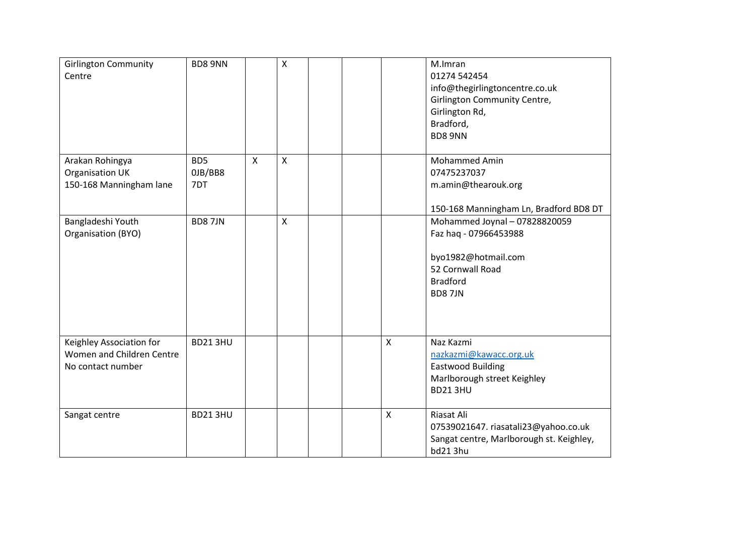| | | | | | | | |
|---|---|---|---|---|---|---|---|
| Girlington Community Centre | BD8 9NN | | X | | | | M.Imran<br>01274 542454<br>info@thegirlingtoncentre.co.uk<br>Girlington Community Centre,<br>Girlington Rd,<br>Bradford,<br>BD8 9NN |
| Arakan Rohingya Organisation UK<br>150-168 Manningham lane | BD5 0JB/BB8 7DT | X | X | | | | Mohammed Amin<br>07475237037<br>m.amin@thearouk.org<br><br>150-168 Manningham Ln, Bradford BD8 DT |
| Bangladeshi Youth Organisation (BYO) | BD8 7JN | | X | | | | Mohammed Joynal – 07828820059<br>Faz haq - 07966453988<br><br>byo1982@hotmail.com<br>52 Cornwall Road<br>Bradford<br>BD8 7JN |
| Keighley Association for Women and Children Centre<br>No contact number | BD21 3HU | | | | | X | Naz Kazmi<br>nazkazmi@kawacc.org.uk<br>Eastwood Building<br>Marlborough street Keighley<br>BD21 3HU |
| Sangat centre | BD21 3HU | | | | | X | Riasat Ali<br>07539021647. riasatali23@yahoo.co.uk<br>Sangat centre, Marlborough st. Keighley, bd21 3hu |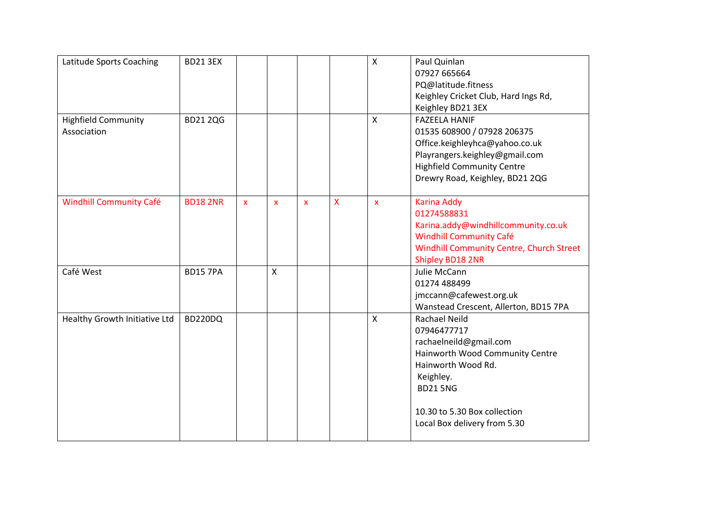| | | | | | | | |
|---|---|---|---|---|---|---|---|
| Latitude Sports Coaching | BD21 3EX | | | | | X | Paul Quinlan<br>07927 665664<br>PQ@latitude.fitness<br>Keighley Cricket Club, Hard Ings Rd, Keighley BD21 3EX |
| Highfield Community Association | BD21 2QG | | | | | X | FAZEELA HANIF<br>01535 608900 / 07928 206375<br>Office.keighleyhca@yahoo.co.uk<br>Playrangers.keighley@gmail.com<br>Highfield Community Centre<br>Drewry Road, Keighley, BD21 2QG |
| Windhill Community Café | BD18 2NR | x | x | x | X | x | Karina Addy<br>01274588831<br>Karina.addy@windhillcommunity.co.uk<br>Windhill Community Café<br>Windhill Community Centre, Church Street Shipley BD18 2NR |
| Café West | BD15 7PA | | X | | | | Julie McCann<br>01274 488499<br>jmccann@cafewest.org.uk<br>Wanstead Crescent, Allerton, BD15 7PA |
| Healthy Growth Initiative Ltd | BD220DQ | | | | | X | Rachael Neild<br>07946477717<br>rachaelneild@gmail.com<br>Hainworth Wood Community Centre<br>Hainworth Wood Rd.<br>Keighley.<br>BD21 5NG<br><br>10.30 to 5.30 Box collection<br>Local Box delivery from 5.30 |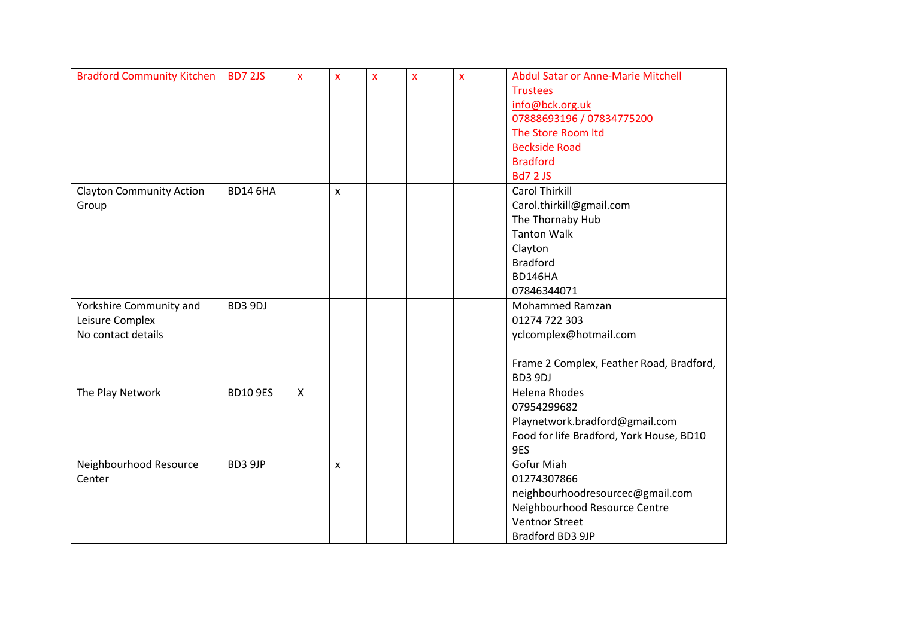| | | | | | | | |
|---|---|---|---|---|---|---|---|
| Bradford Community Kitchen | BD7 2JS | x | x | x | x | x | Abdul Satar or Anne-Marie Mitchell<br>Trustees<br>info@bck.org.uk<br>07888693196 / 07834775200<br>The Store Room ltd<br>Beckside Road<br>Bradford<br>Bd7 2 JS |
| Clayton Community Action Group | BD14 6HA | | x | | | | Carol Thirkill<br>Carol.thirkill@gmail.com<br>The Thornaby Hub<br>Tanton Walk<br>Clayton<br>Bradford<br>BD146HA<br>07846344071 |
| Yorkshire Community and Leisure Complex<br>No contact details | BD3 9DJ | | | | | | Mohammed Ramzan<br>01274 722 303<br>yclcomplex@hotmail.com<br><br>Frame 2 Complex, Feather Road, Bradford, BD3 9DJ |
| The Play Network | BD10 9ES | X | | | | | Helena Rhodes<br>07954299682<br>Playnetwork.bradford@gmail.com<br>Food for life Bradford, York House, BD10 9ES |
| Neighbourhood Resource Center | BD3 9JP | | x | | | | Gofur Miah<br>01274307866<br>neighbourhoodresourcec@gmail.com<br>Neighbourhood Resource Centre<br>Ventnor Street<br>Bradford BD3 9JP |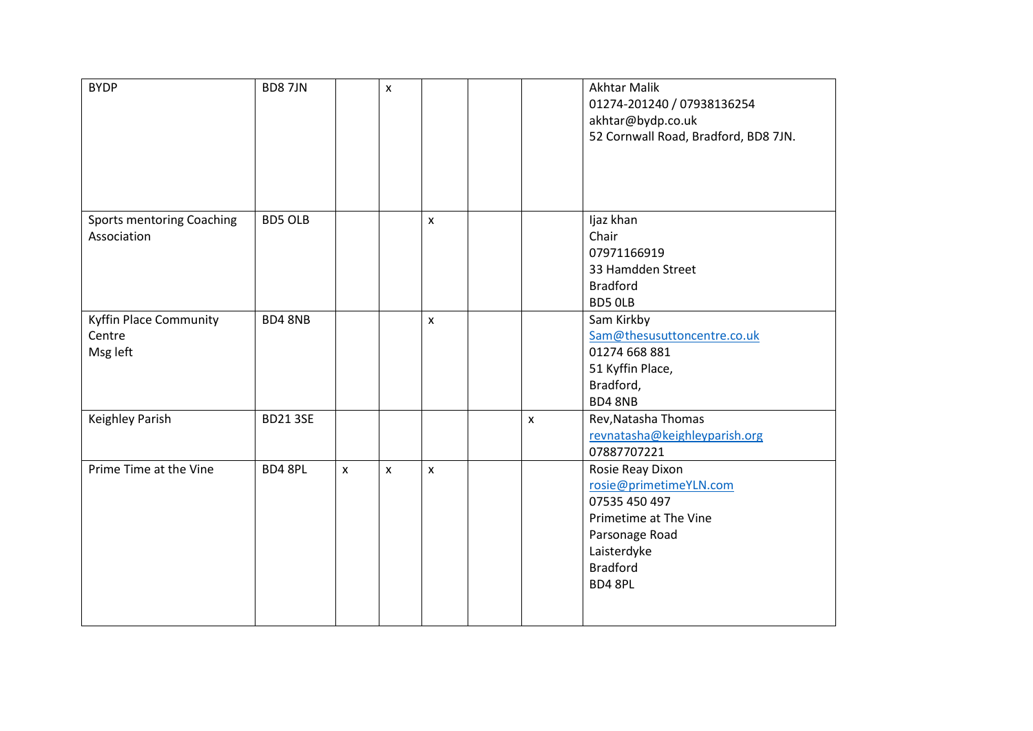| | | | | | | | |
|---|---|---|---|---|---|---|---|
| BYDP | BD8 7JN | | x | | | | Akhtar Malik<br>01274-201240 / 07938136254<br>akhtar@bydp.co.uk<br>52 Cornwall Road, Bradford, BD8 7JN. |
| Sports mentoring Coaching Association | BD5 OLB | | | x | | | Ijaz khan<br>Chair<br>07971166919<br>33 Hamdden Street<br>Bradford<br>BD5 0LB |
| Kyffin Place Community Centre<br>Msg left | BD4 8NB | | | x | | | Sam Kirkby<br>Sam@thesusuttoncentre.co.uk<br>01274 668 881<br>51 Kyffin Place,<br>Bradford,<br>BD4 8NB |
| Keighley Parish | BD21 3SE | | | | | x | Rev,Natasha Thomas<br>revnatasha@keighleyparish.org<br>07887707221 |
| Prime Time at the Vine | BD4 8PL | x | x | x | | | Rosie Reay Dixon<br>rosie@primetimeYLN.com<br>07535 450 497<br>Primetime at The Vine<br>Parsonage Road<br>Laisterdyke<br>Bradford<br>BD4 8PL |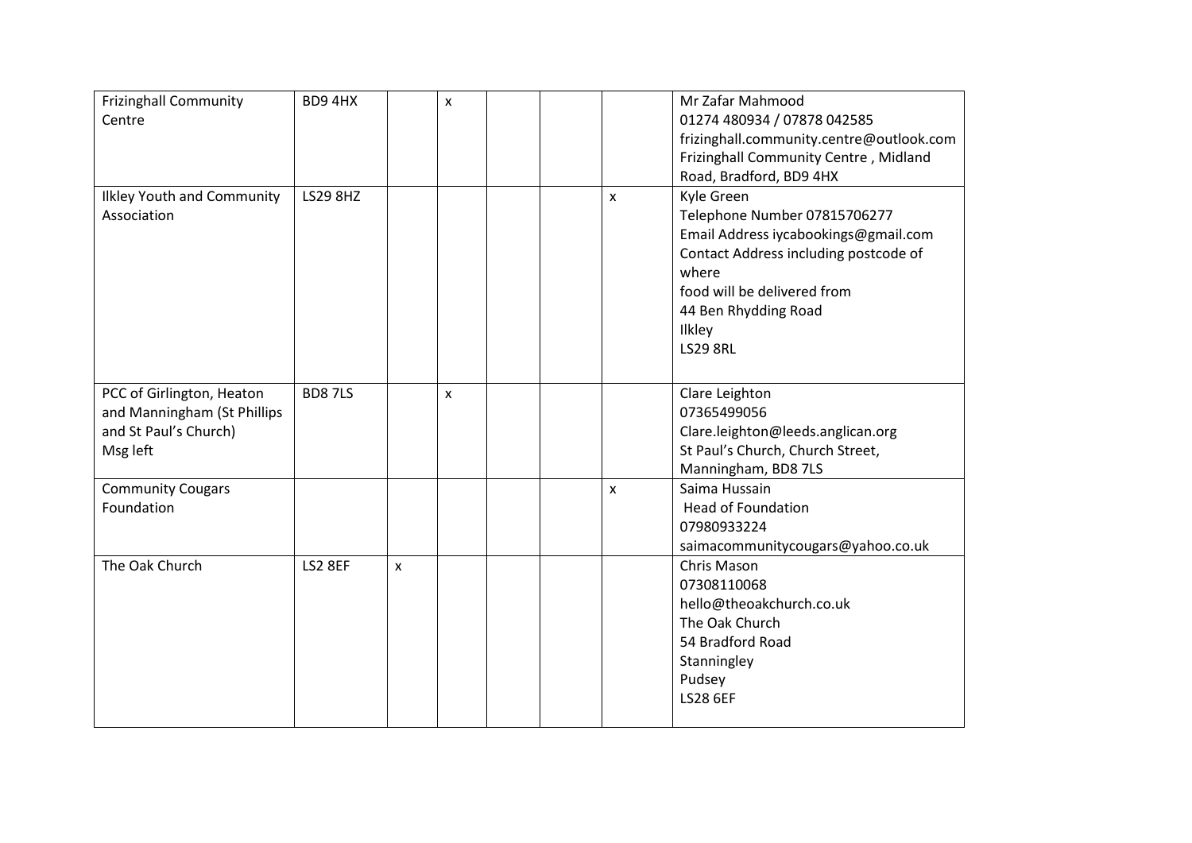| | | | | | | | |
|---|---|---|---|---|---|---|---|
| Frizinghall Community Centre | BD9 4HX | | x | | | | Mr Zafar Mahmood<br>01274 480934 / 07878 042585<br>frizinghall.community.centre@outlook.com<br>Frizinghall Community Centre , Midland Road, Bradford, BD9 4HX |
| Ilkley Youth and Community Association | LS29 8HZ | | | | | x | Kyle Green<br>Telephone Number 07815706277<br>Email Address iycabookings@gmail.com<br>Contact Address including postcode of where<br>food will be delivered from<br>44 Ben Rhydding Road<br>Ilkley<br>LS29 8RL |
| PCC of Girlington, Heaton and Manningham (St Phillips and St Paul's Church)<br>Msg left | BD8 7LS | | x | | | | Clare Leighton<br>07365499056<br>Clare.leighton@leeds.anglican.org<br>St Paul's Church, Church Street, Manningham, BD8 7LS |
| Community Cougars Foundation | | | | | | x | Saima Hussain<br>Head of Foundation<br>07980933224<br>saimacommunitycougars@yahoo.co.uk |
| The Oak Church | LS2 8EF | x | | | | | Chris Mason<br>07308110068<br>hello@theoakchurch.co.uk<br>The Oak Church<br>54 Bradford Road<br>Stanningley<br>Pudsey<br>LS28 6EF |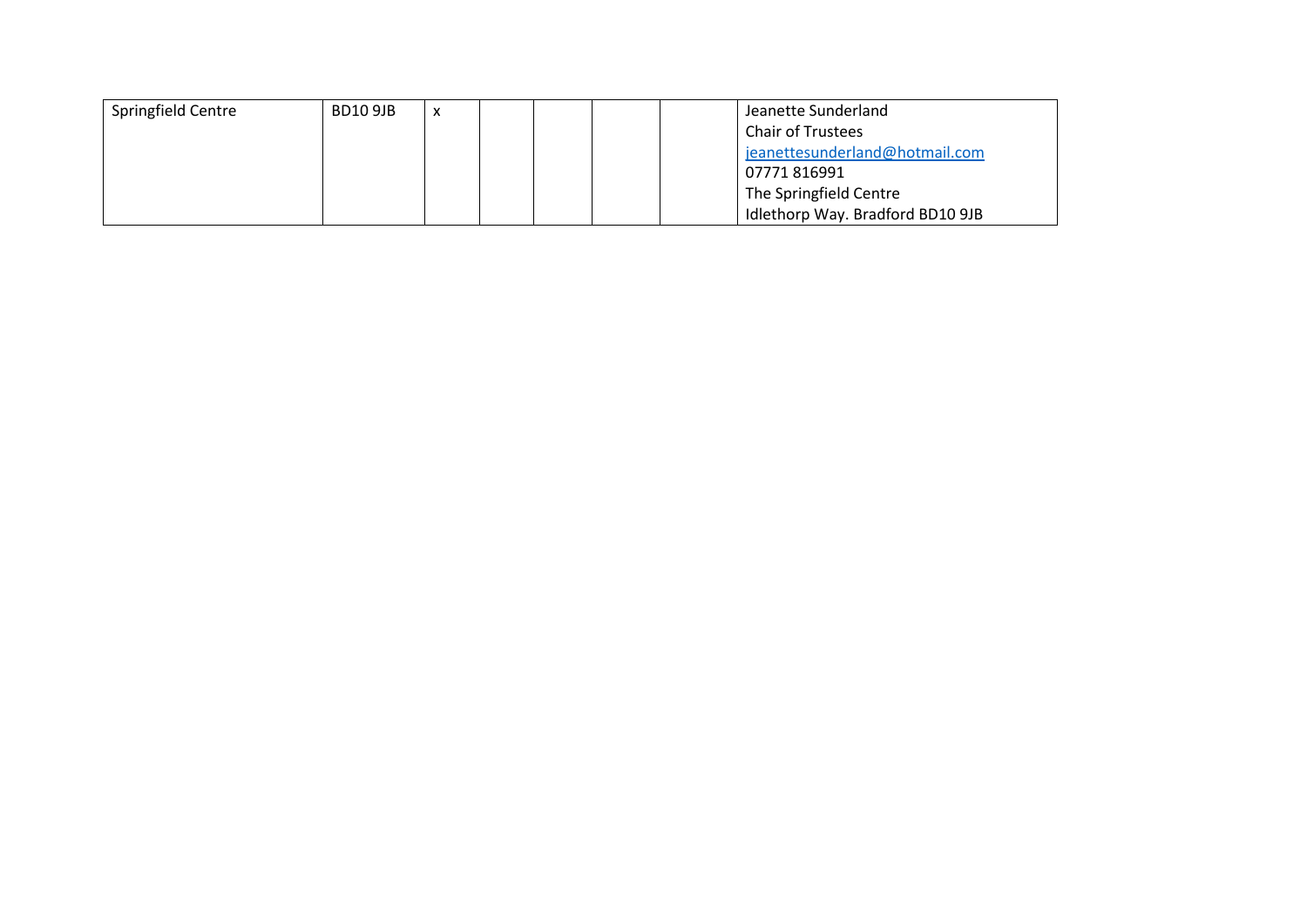| | | | | | | | |
|---|---|---|---|---|---|---|---|
| Springfield Centre | BD10 9JB | x | | | | | Jeanette Sunderland<br>Chair of Trustees<br>jeanettesunderland@hotmail.com<br>07771 816991<br>The Springfield Centre<br>Idlethorp Way. Bradford BD10 9JB |